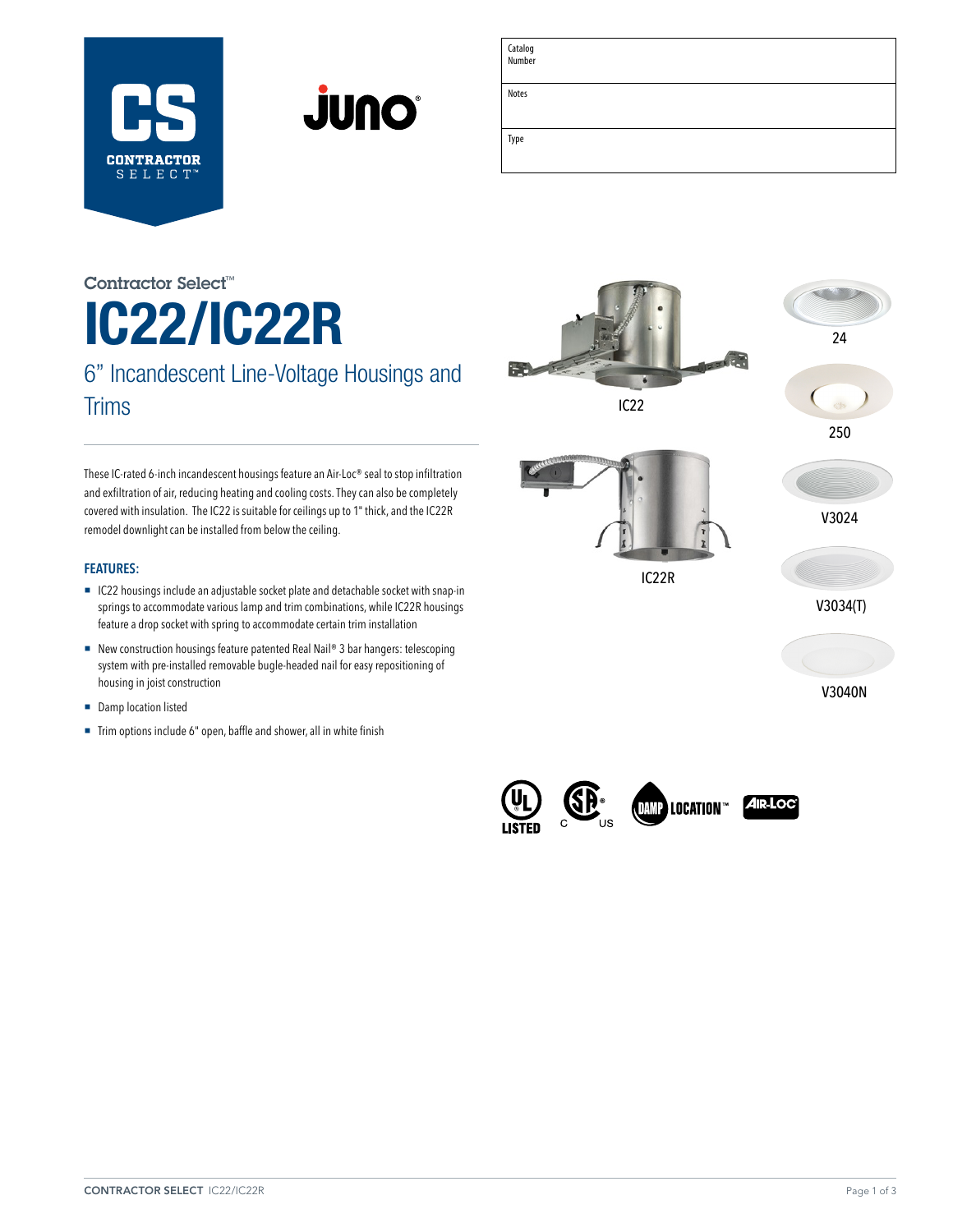| Catalog Number | |
|---|---|
| Notes | |
| Type | |

Contractor Select™

# IC22/IC22R

## 6" Incandescent Line-Voltage Housings and Trims

These IC-rated 6-inch incandescent housings feature an Air-Loc® seal to stop infiltration and exfiltration of air, reducing heating and cooling costs. They can also be completely covered with insulation. The IC22 is suitable for ceilings up to 1" thick, and the IC22R remodel downlight can be installed from below the ceiling.

### FEATURES:

- IC22 housings include an adjustable socket plate and detachable socket with snap-in springs to accommodate various lamp and trim combinations, while IC22R housings feature a drop socket with spring to accommodate certain trim installation
- New construction housings feature patented Real Nail® 3 bar hangers: telescoping system with pre-installed removable bugle-headed nail for easy repositioning of housing in joist construction
- Damp location listed
- Trim options include 6" open, baffle and shower, all in white finish

IC22

IC22R

24

250

V3024

V3034(T)

V3040N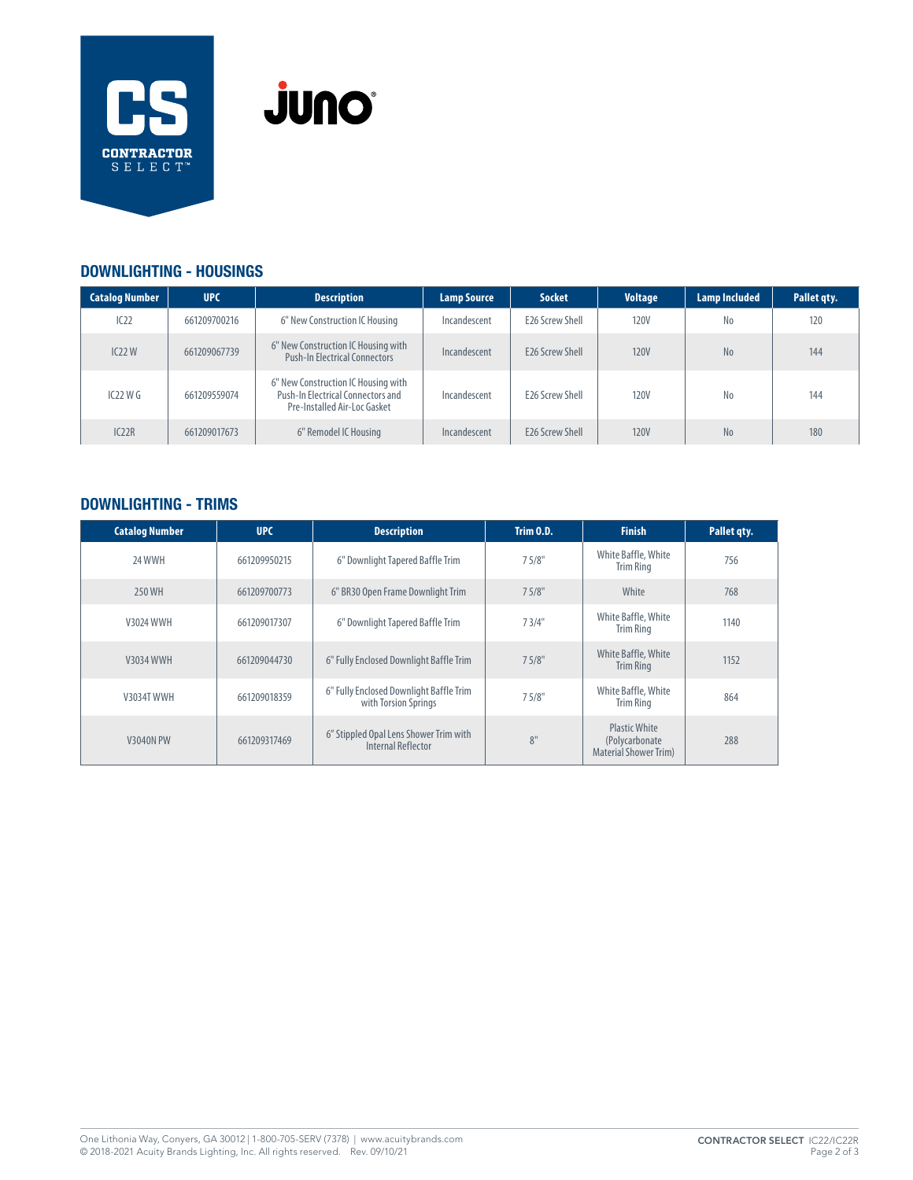## DOWNLIGHTING - HOUSINGS

| Catalog Number | UPC | Description | Lamp Source | Socket | Voltage | Lamp Included | Pallet qty. |
|---|---|---|---|---|---|---|---|
| IC22 | 661209700216 | 6" New Construction IC Housing | Incandescent | E26 Screw Shell | 120V | No | 120 |
| IC22 W | 661209067739 | 6" New Construction IC Housing with Push-In Electrical Connectors | Incandescent | E26 Screw Shell | 120V | No | 144 |
| IC22 W G | 661209559074 | 6" New Construction IC Housing with Push-In Electrical Connectors and Pre-Installed Air-Loc Gasket | Incandescent | E26 Screw Shell | 120V | No | 144 |
| IC22R | 661209017673 | 6" Remodel IC Housing | Incandescent | E26 Screw Shell | 120V | No | 180 |

## DOWNLIGHTING - TRIMS

| Catalog Number | UPC | Description | Trim O.D. | Finish | Pallet qty. |
|---|---|---|---|---|---|
| 24 WWH | 661209950215 | 6" Downlight Tapered Baffle Trim | 7 5/8" | White Baffle, White Trim Ring | 756 |
| 250 WH | 661209700773 | 6" BR30 Open Frame Downlight Trim | 7 5/8" | White | 768 |
| V3024 WWH | 661209017307 | 6" Downlight Tapered Baffle Trim | 7 3/4" | White Baffle, White Trim Ring | 1140 |
| V3034 WWH | 661209044730 | 6" Fully Enclosed Downlight Baffle Trim | 7 5/8" | White Baffle, White Trim Ring | 1152 |
| V3034T WWH | 661209018359 | 6" Fully Enclosed Downlight Baffle Trim with Torsion Springs | 7 5/8" | White Baffle, White Trim Ring | 864 |
| V3040N PW | 661209317469 | 6" Stippled Opal Lens Shower Trim with Internal Reflector | 8" | Plastic White (Polycarbonate Material Shower Trim) | 288 |

One Lithonia Way, Conyers, GA 30012 | 1-800-705-SERV (7378) | www.acuitybrands.com
© 2018-2021 Acuity Brands Lighting, Inc. All rights reserved. Rev. 09/10/21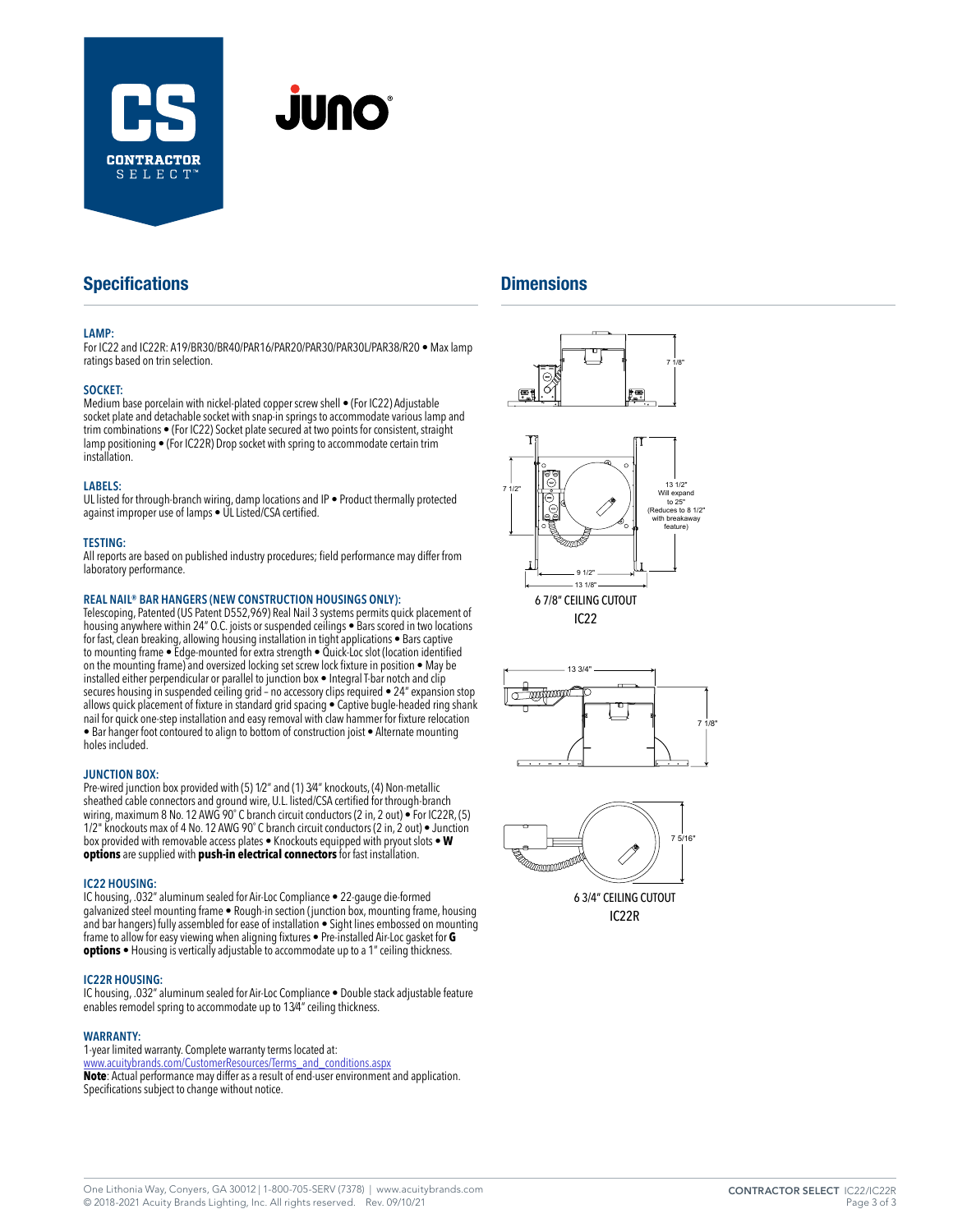## Specifications

**LAMP:**
For IC22 and IC22R: A19/BR30/BR40/PAR16/PAR20/PAR30/PAR30L/PAR38/R20 • Max lamp ratings based on trin selection.

**SOCKET:**
Medium base porcelain with nickel-plated copper screw shell • (For IC22) Adjustable socket plate and detachable socket with snap-in springs to accommodate various lamp and trim combinations • (For IC22) Socket plate secured at two points for consistent, straight lamp positioning • (For IC22R) Drop socket with spring to accommodate certain trim installation.

**LABELS:**
UL listed for through-branch wiring, damp locations and IP • Product thermally protected against improper use of lamps • UL Listed/CSA certified.

**TESTING:**
All reports are based on published industry procedures; field performance may differ from laboratory performance.

**REAL NAIL® BAR HANGERS (NEW CONSTRUCTION HOUSINGS ONLY):**
Telescoping, Patented (US Patent D552,969) Real Nail 3 systems permits quick placement of housing anywhere within 24" O.C. joists or suspended ceilings • Bars scored in two locations for fast, clean breaking, allowing housing installation in tight applications • Bars captive to mounting frame • Edge-mounted for extra strength • Quick-Loc slot (location identified on the mounting frame) and oversized locking set screw lock fixture in position • May be installed either perpendicular or parallel to junction box • Integral T-bar notch and clip secures housing in suspended ceiling grid – no accessory clips required • 24" expansion stop allows quick placement of fixture in standard grid spacing • Captive bugle-headed ring shank nail for quick one-step installation and easy removal with claw hammer for fixture relocation • Bar hanger foot contoured to align to bottom of construction joist • Alternate mounting holes included.

**JUNCTION BOX:**
Pre-wired junction box provided with (5) 1⁄2" and (1) 3⁄4" knockouts, (4) Non-metallic sheathed cable connectors and ground wire, U.L. listed/CSA certified for through-branch wiring, maximum 8 No. 12 AWG 90˚ C branch circuit conductors (2 in, 2 out) • For IC22R, (5) 1/2" knockouts max of 4 No. 12 AWG 90˚ C branch circuit conductors (2 in, 2 out) • Junction box provided with removable access plates • Knockouts equipped with pryout slots • **W options** are supplied with **push-in electrical connectors** for fast installation.

**IC22 HOUSING:**
IC housing, .032" aluminum sealed for Air-Loc Compliance • 22-gauge die-formed galvanized steel mounting frame • Rough-in section (junction box, mounting frame, housing and bar hangers) fully assembled for ease of installation • Sight lines embossed on mounting frame to allow for easy viewing when aligning fixtures • Pre-installed Air-Loc gasket for **G options** • Housing is vertically adjustable to accommodate up to a 1" ceiling thickness.

**IC22R HOUSING:**
IC housing, .032" aluminum sealed for Air-Loc Compliance • Double stack adjustable feature enables remodel spring to accommodate up to 13⁄4" ceiling thickness.

**WARRANTY:**
1-year limited warranty. Complete warranty terms located at:
www.acuitybrands.com/CustomerResources/Terms_and_conditions.aspx
**Note**: Actual performance may differ as a result of end-user environment and application. Specifications subject to change without notice.

## Dimensions

7 1/8"

7 1/2"

13 1/2" Will expand to 25" (Reduces to 8 1/2" with breakaway feature)

9 1/2"

13 1/8"

6 7/8" CEILING CUTOUT

IC22

13 3/4"

7 1/8"

7 5/16"

6 3/4" CEILING CUTOUT

IC22R

One Lithonia Way, Conyers, GA 30012 | 1-800-705-SERV (7378) | www.acuitybrands.com
© 2018-2021 Acuity Brands Lighting, Inc. All rights reserved. Rev. 09/10/21